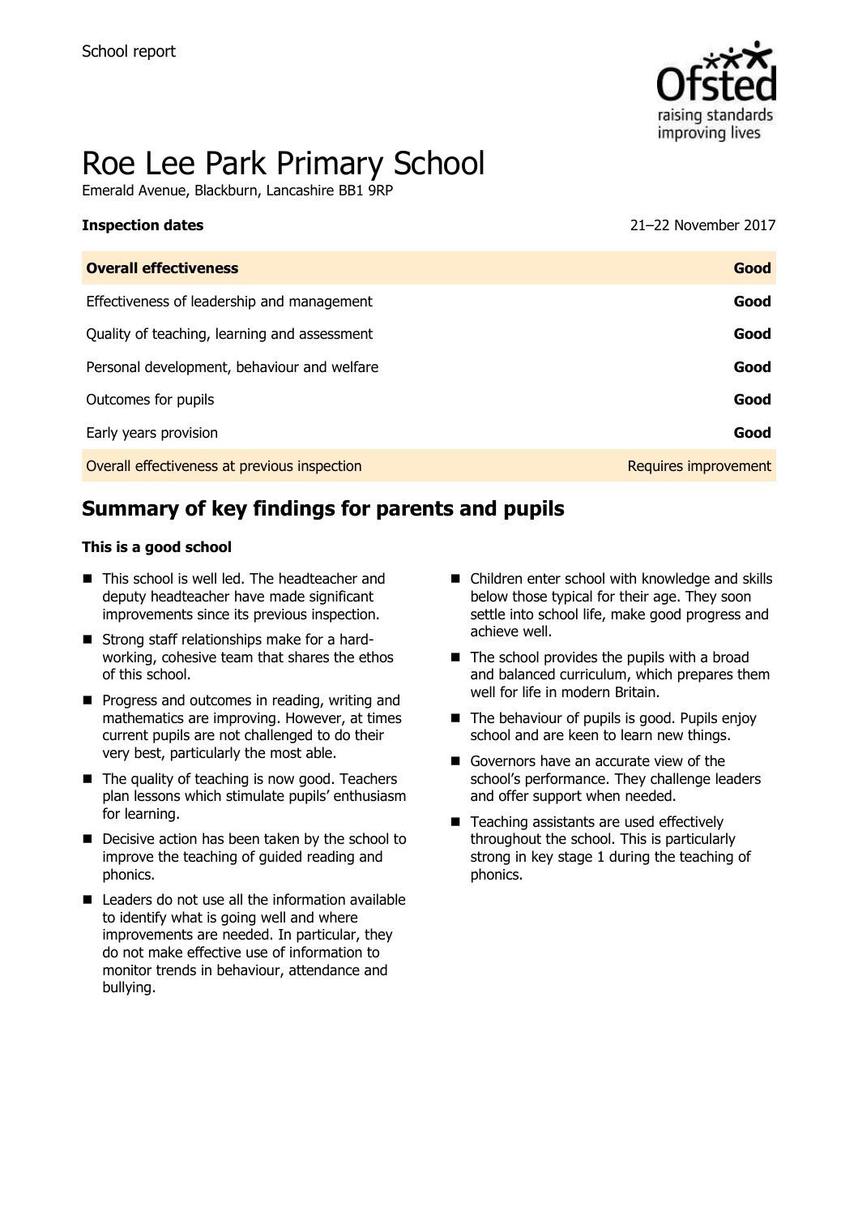School report

# Roe Lee Park Primary School

Emerald Avenue, Blackburn, Lancashire BB1 9RP

**Inspection dates** 21–22 November 2017

| **Overall effectiveness** | **Good** |
|---|---|
| Effectiveness of leadership and management | **Good** |
| Quality of teaching, learning and assessment | **Good** |
| Personal development, behaviour and welfare | **Good** |
| Outcomes for pupils | **Good** |
| Early years provision | **Good** |
| Overall effectiveness at previous inspection | Requires improvement |

## Summary of key findings for parents and pupils

**This is a good school**

- This school is well led. The headteacher and deputy headteacher have made significant improvements since its previous inspection.
- Strong staff relationships make for a hard-working, cohesive team that shares the ethos of this school.
- Progress and outcomes in reading, writing and mathematics are improving. However, at times current pupils are not challenged to do their very best, particularly the most able.
- The quality of teaching is now good. Teachers plan lessons which stimulate pupils' enthusiasm for learning.
- Decisive action has been taken by the school to improve the teaching of guided reading and phonics.
- Leaders do not use all the information available to identify what is going well and where improvements are needed. In particular, they do not make effective use of information to monitor trends in behaviour, attendance and bullying.
- Children enter school with knowledge and skills below those typical for their age. They soon settle into school life, make good progress and achieve well.
- The school provides the pupils with a broad and balanced curriculum, which prepares them well for life in modern Britain.
- The behaviour of pupils is good. Pupils enjoy school and are keen to learn new things.
- Governors have an accurate view of the school's performance. They challenge leaders and offer support when needed.
- Teaching assistants are used effectively throughout the school. This is particularly strong in key stage 1 during the teaching of phonics.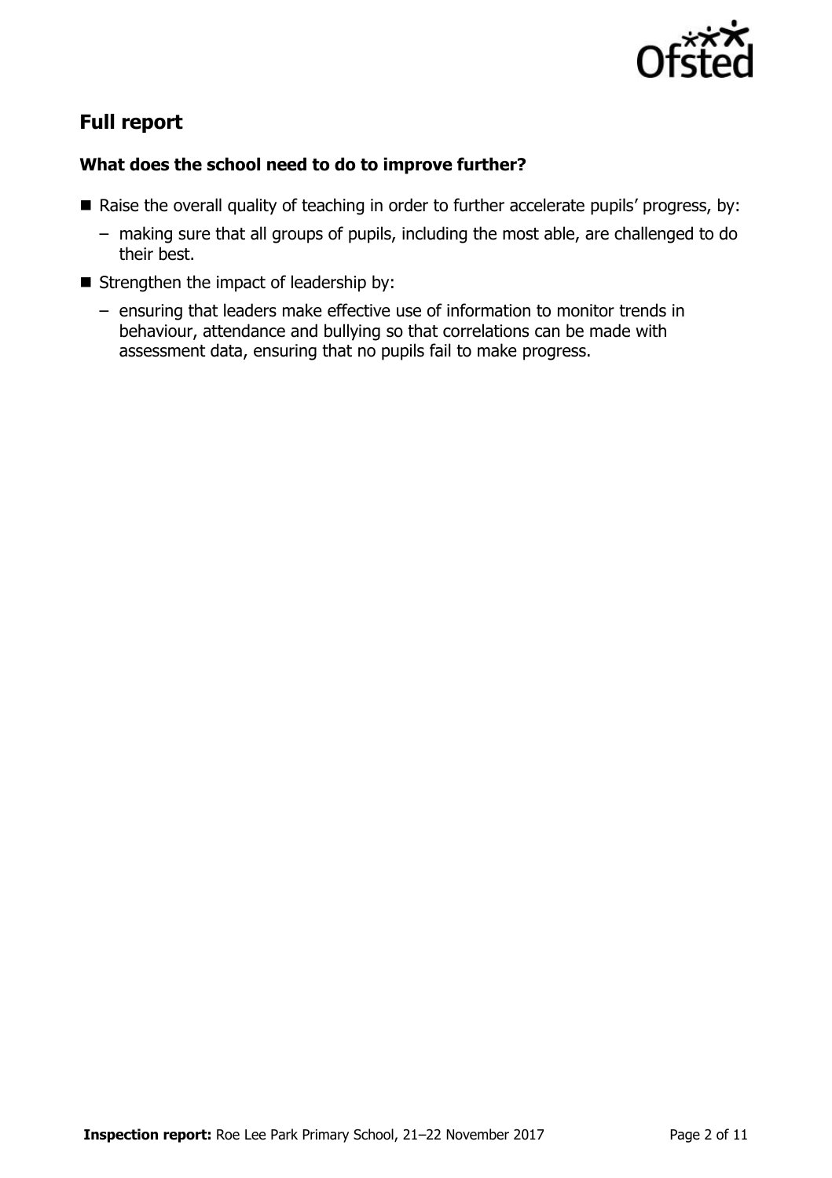## Full report

### What does the school need to do to improve further?

- Raise the overall quality of teaching in order to further accelerate pupils' progress, by:
  - making sure that all groups of pupils, including the most able, are challenged to do their best.
- Strengthen the impact of leadership by:
  - ensuring that leaders make effective use of information to monitor trends in behaviour, attendance and bullying so that correlations can be made with assessment data, ensuring that no pupils fail to make progress.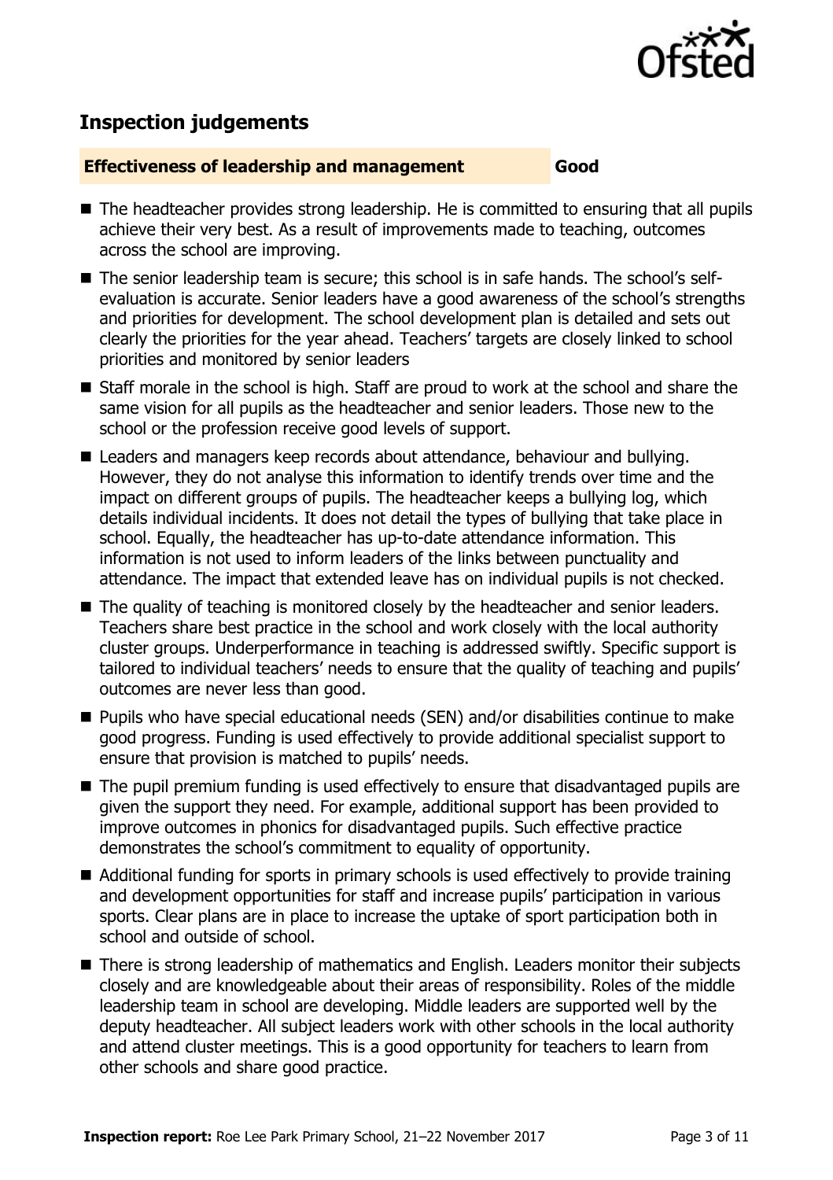## Inspection judgements

**Effectiveness of leadership and management** **Good**

- The headteacher provides strong leadership. He is committed to ensuring that all pupils achieve their very best. As a result of improvements made to teaching, outcomes across the school are improving.
- The senior leadership team is secure; this school is in safe hands. The school's self-evaluation is accurate. Senior leaders have a good awareness of the school's strengths and priorities for development. The school development plan is detailed and sets out clearly the priorities for the year ahead. Teachers' targets are closely linked to school priorities and monitored by senior leaders
- Staff morale in the school is high. Staff are proud to work at the school and share the same vision for all pupils as the headteacher and senior leaders. Those new to the school or the profession receive good levels of support.
- Leaders and managers keep records about attendance, behaviour and bullying. However, they do not analyse this information to identify trends over time and the impact on different groups of pupils. The headteacher keeps a bullying log, which details individual incidents. It does not detail the types of bullying that take place in school. Equally, the headteacher has up-to-date attendance information. This information is not used to inform leaders of the links between punctuality and attendance. The impact that extended leave has on individual pupils is not checked.
- The quality of teaching is monitored closely by the headteacher and senior leaders. Teachers share best practice in the school and work closely with the local authority cluster groups. Underperformance in teaching is addressed swiftly. Specific support is tailored to individual teachers' needs to ensure that the quality of teaching and pupils' outcomes are never less than good.
- Pupils who have special educational needs (SEN) and/or disabilities continue to make good progress. Funding is used effectively to provide additional specialist support to ensure that provision is matched to pupils' needs.
- The pupil premium funding is used effectively to ensure that disadvantaged pupils are given the support they need. For example, additional support has been provided to improve outcomes in phonics for disadvantaged pupils. Such effective practice demonstrates the school's commitment to equality of opportunity.
- Additional funding for sports in primary schools is used effectively to provide training and development opportunities for staff and increase pupils' participation in various sports. Clear plans are in place to increase the uptake of sport participation both in school and outside of school.
- There is strong leadership of mathematics and English. Leaders monitor their subjects closely and are knowledgeable about their areas of responsibility. Roles of the middle leadership team in school are developing. Middle leaders are supported well by the deputy headteacher. All subject leaders work with other schools in the local authority and attend cluster meetings. This is a good opportunity for teachers to learn from other schools and share good practice.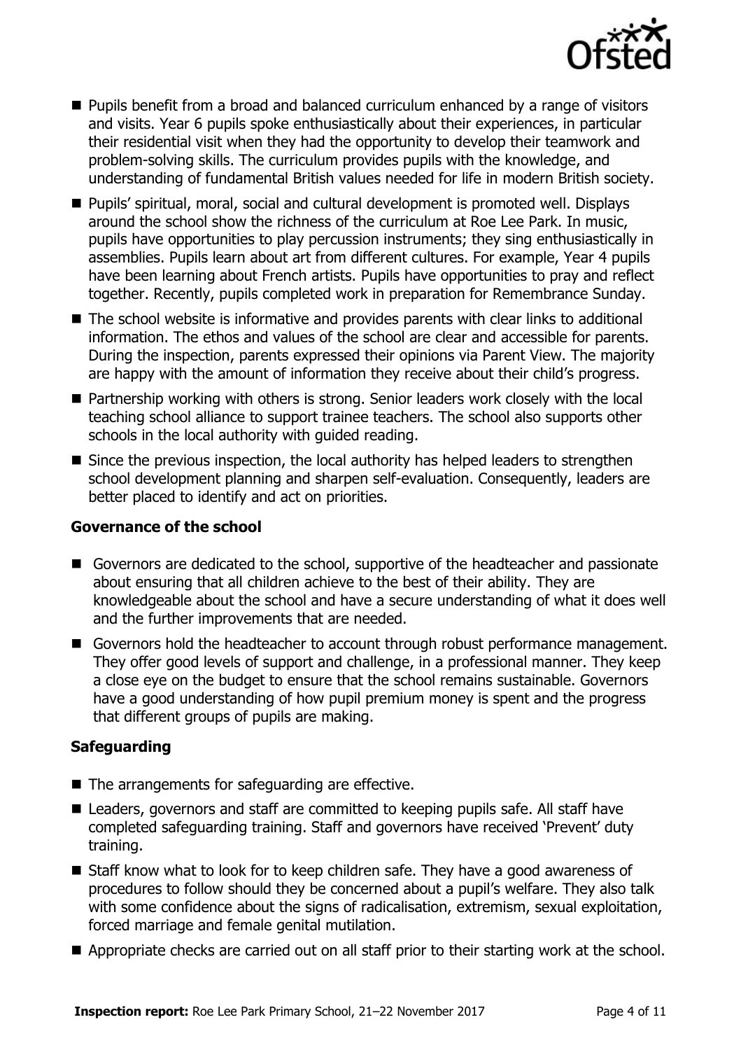- Pupils benefit from a broad and balanced curriculum enhanced by a range of visitors and visits. Year 6 pupils spoke enthusiastically about their experiences, in particular their residential visit when they had the opportunity to develop their teamwork and problem-solving skills. The curriculum provides pupils with the knowledge, and understanding of fundamental British values needed for life in modern British society.
- Pupils' spiritual, moral, social and cultural development is promoted well. Displays around the school show the richness of the curriculum at Roe Lee Park. In music, pupils have opportunities to play percussion instruments; they sing enthusiastically in assemblies. Pupils learn about art from different cultures. For example, Year 4 pupils have been learning about French artists. Pupils have opportunities to pray and reflect together. Recently, pupils completed work in preparation for Remembrance Sunday.
- The school website is informative and provides parents with clear links to additional information. The ethos and values of the school are clear and accessible for parents. During the inspection, parents expressed their opinions via Parent View. The majority are happy with the amount of information they receive about their child's progress.
- Partnership working with others is strong. Senior leaders work closely with the local teaching school alliance to support trainee teachers. The school also supports other schools in the local authority with guided reading.
- Since the previous inspection, the local authority has helped leaders to strengthen school development planning and sharpen self-evaluation. Consequently, leaders are better placed to identify and act on priorities.

### Governance of the school

- Governors are dedicated to the school, supportive of the headteacher and passionate about ensuring that all children achieve to the best of their ability. They are knowledgeable about the school and have a secure understanding of what it does well and the further improvements that are needed.
- Governors hold the headteacher to account through robust performance management. They offer good levels of support and challenge, in a professional manner. They keep a close eye on the budget to ensure that the school remains sustainable. Governors have a good understanding of how pupil premium money is spent and the progress that different groups of pupils are making.

### Safeguarding

- The arrangements for safeguarding are effective.
- Leaders, governors and staff are committed to keeping pupils safe. All staff have completed safeguarding training. Staff and governors have received 'Prevent' duty training.
- Staff know what to look for to keep children safe. They have a good awareness of procedures to follow should they be concerned about a pupil's welfare. They also talk with some confidence about the signs of radicalisation, extremism, sexual exploitation, forced marriage and female genital mutilation.
- Appropriate checks are carried out on all staff prior to their starting work at the school.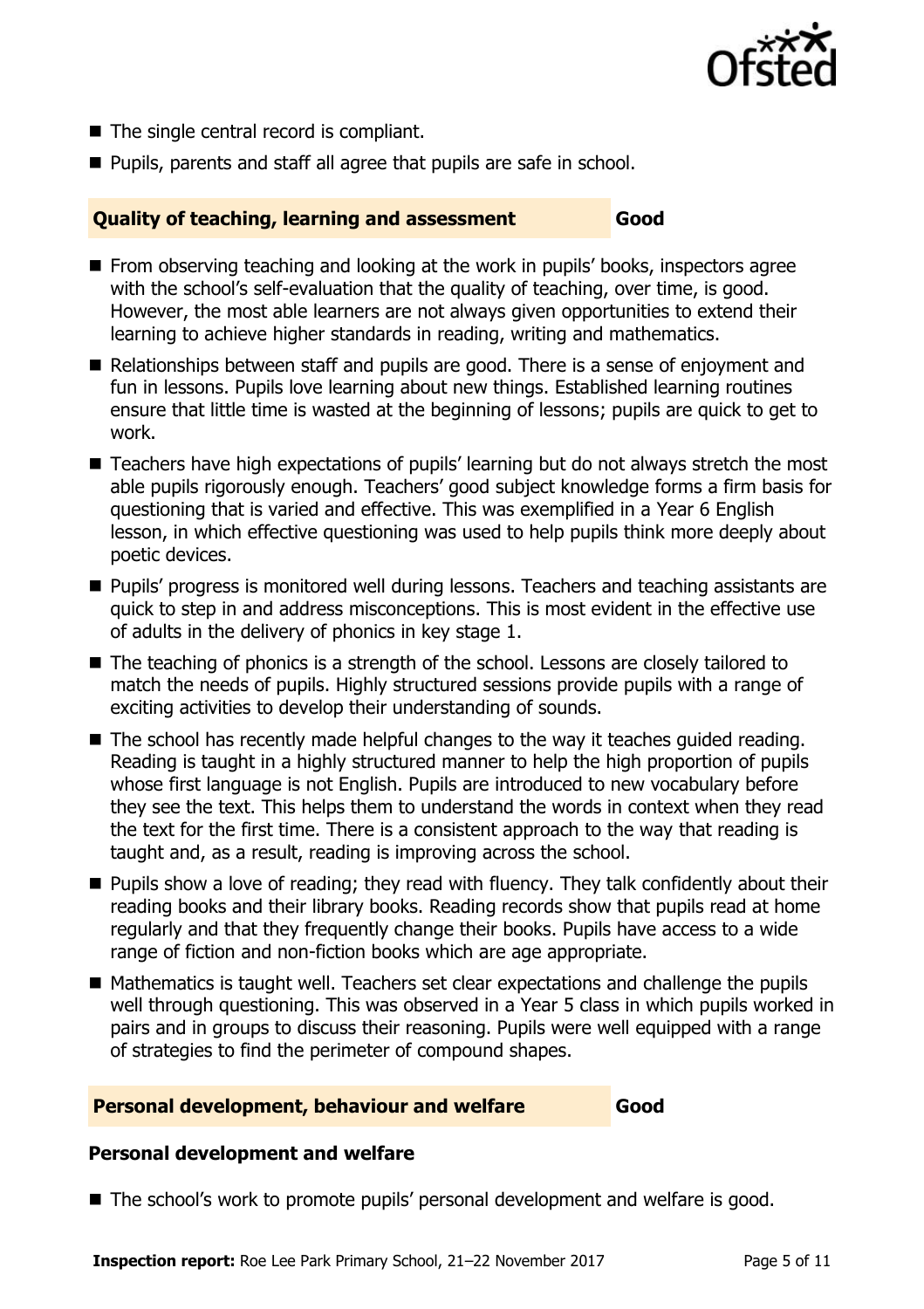- The single central record is compliant.
- Pupils, parents and staff all agree that pupils are safe in school.

## Quality of teaching, learning and assessment — Good

- From observing teaching and looking at the work in pupils' books, inspectors agree with the school's self-evaluation that the quality of teaching, over time, is good. However, the most able learners are not always given opportunities to extend their learning to achieve higher standards in reading, writing and mathematics.
- Relationships between staff and pupils are good. There is a sense of enjoyment and fun in lessons. Pupils love learning about new things. Established learning routines ensure that little time is wasted at the beginning of lessons; pupils are quick to get to work.
- Teachers have high expectations of pupils' learning but do not always stretch the most able pupils rigorously enough. Teachers' good subject knowledge forms a firm basis for questioning that is varied and effective. This was exemplified in a Year 6 English lesson, in which effective questioning was used to help pupils think more deeply about poetic devices.
- Pupils' progress is monitored well during lessons. Teachers and teaching assistants are quick to step in and address misconceptions. This is most evident in the effective use of adults in the delivery of phonics in key stage 1.
- The teaching of phonics is a strength of the school. Lessons are closely tailored to match the needs of pupils. Highly structured sessions provide pupils with a range of exciting activities to develop their understanding of sounds.
- The school has recently made helpful changes to the way it teaches guided reading. Reading is taught in a highly structured manner to help the high proportion of pupils whose first language is not English. Pupils are introduced to new vocabulary before they see the text. This helps them to understand the words in context when they read the text for the first time. There is a consistent approach to the way that reading is taught and, as a result, reading is improving across the school.
- Pupils show a love of reading; they read with fluency. They talk confidently about their reading books and their library books. Reading records show that pupils read at home regularly and that they frequently change their books. Pupils have access to a wide range of fiction and non-fiction books which are age appropriate.
- Mathematics is taught well. Teachers set clear expectations and challenge the pupils well through questioning. This was observed in a Year 5 class in which pupils worked in pairs and in groups to discuss their reasoning. Pupils were well equipped with a range of strategies to find the perimeter of compound shapes.

## Personal development, behaviour and welfare — Good

### Personal development and welfare

- The school's work to promote pupils' personal development and welfare is good.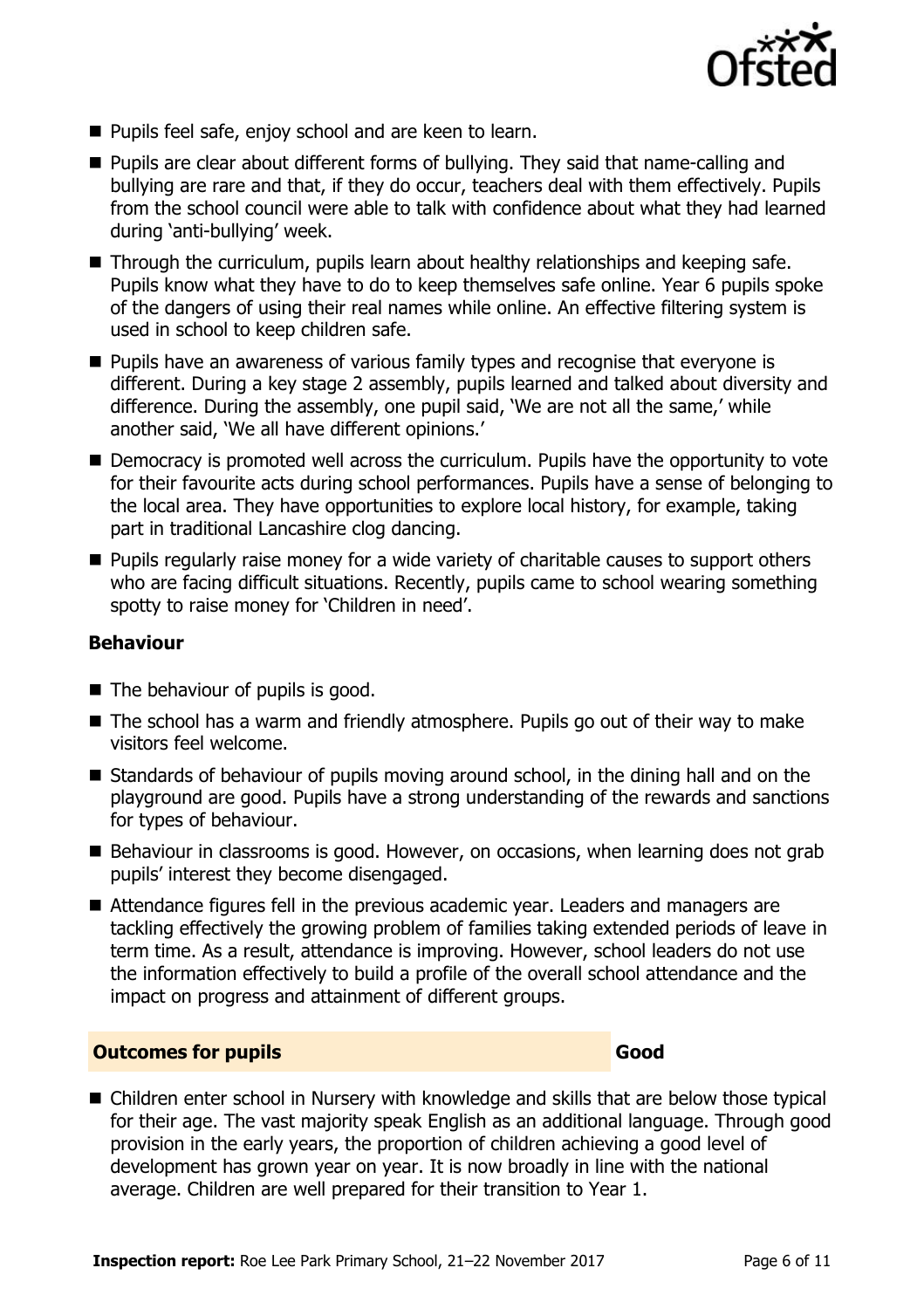- Pupils feel safe, enjoy school and are keen to learn.
- Pupils are clear about different forms of bullying. They said that name-calling and bullying are rare and that, if they do occur, teachers deal with them effectively. Pupils from the school council were able to talk with confidence about what they had learned during 'anti-bullying' week.
- Through the curriculum, pupils learn about healthy relationships and keeping safe. Pupils know what they have to do to keep themselves safe online. Year 6 pupils spoke of the dangers of using their real names while online. An effective filtering system is used in school to keep children safe.
- Pupils have an awareness of various family types and recognise that everyone is different. During a key stage 2 assembly, pupils learned and talked about diversity and difference. During the assembly, one pupil said, 'We are not all the same,' while another said, 'We all have different opinions.'
- Democracy is promoted well across the curriculum. Pupils have the opportunity to vote for their favourite acts during school performances. Pupils have a sense of belonging to the local area. They have opportunities to explore local history, for example, taking part in traditional Lancashire clog dancing.
- Pupils regularly raise money for a wide variety of charitable causes to support others who are facing difficult situations. Recently, pupils came to school wearing something spotty to raise money for 'Children in need'.

### Behaviour

- The behaviour of pupils is good.
- The school has a warm and friendly atmosphere. Pupils go out of their way to make visitors feel welcome.
- Standards of behaviour of pupils moving around school, in the dining hall and on the playground are good. Pupils have a strong understanding of the rewards and sanctions for types of behaviour.
- Behaviour in classrooms is good. However, on occasions, when learning does not grab pupils' interest they become disengaged.
- Attendance figures fell in the previous academic year. Leaders and managers are tackling effectively the growing problem of families taking extended periods of leave in term time. As a result, attendance is improving. However, school leaders do not use the information effectively to build a profile of the overall school attendance and the impact on progress and attainment of different groups.

## Outcomes for pupils — Good

- Children enter school in Nursery with knowledge and skills that are below those typical for their age. The vast majority speak English as an additional language. Through good provision in the early years, the proportion of children achieving a good level of development has grown year on year. It is now broadly in line with the national average. Children are well prepared for their transition to Year 1.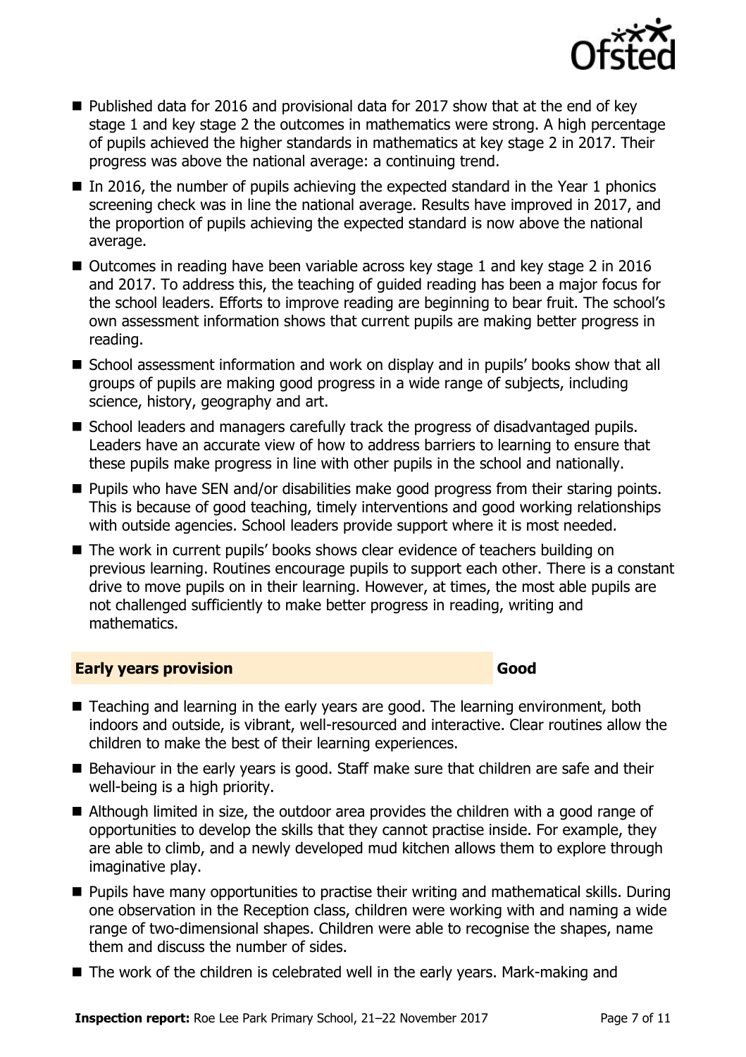- Published data for 2016 and provisional data for 2017 show that at the end of key stage 1 and key stage 2 the outcomes in mathematics were strong. A high percentage of pupils achieved the higher standards in mathematics at key stage 2 in 2017. Their progress was above the national average: a continuing trend.
- In 2016, the number of pupils achieving the expected standard in the Year 1 phonics screening check was in line the national average. Results have improved in 2017, and the proportion of pupils achieving the expected standard is now above the national average.
- Outcomes in reading have been variable across key stage 1 and key stage 2 in 2016 and 2017. To address this, the teaching of guided reading has been a major focus for the school leaders. Efforts to improve reading are beginning to bear fruit. The school's own assessment information shows that current pupils are making better progress in reading.
- School assessment information and work on display and in pupils' books show that all groups of pupils are making good progress in a wide range of subjects, including science, history, geography and art.
- School leaders and managers carefully track the progress of disadvantaged pupils. Leaders have an accurate view of how to address barriers to learning to ensure that these pupils make progress in line with other pupils in the school and nationally.
- Pupils who have SEN and/or disabilities make good progress from their staring points. This is because of good teaching, timely interventions and good working relationships with outside agencies. School leaders provide support where it is most needed.
- The work in current pupils' books shows clear evidence of teachers building on previous learning. Routines encourage pupils to support each other. There is a constant drive to move pupils on in their learning. However, at times, the most able pupils are not challenged sufficiently to make better progress in reading, writing and mathematics.

## Early years provision — Good

- Teaching and learning in the early years are good. The learning environment, both indoors and outside, is vibrant, well-resourced and interactive. Clear routines allow the children to make the best of their learning experiences.
- Behaviour in the early years is good. Staff make sure that children are safe and their well-being is a high priority.
- Although limited in size, the outdoor area provides the children with a good range of opportunities to develop the skills that they cannot practise inside. For example, they are able to climb, and a newly developed mud kitchen allows them to explore through imaginative play.
- Pupils have many opportunities to practise their writing and mathematical skills. During one observation in the Reception class, children were working with and naming a wide range of two-dimensional shapes. Children were able to recognise the shapes, name them and discuss the number of sides.
- The work of the children is celebrated well in the early years. Mark-making and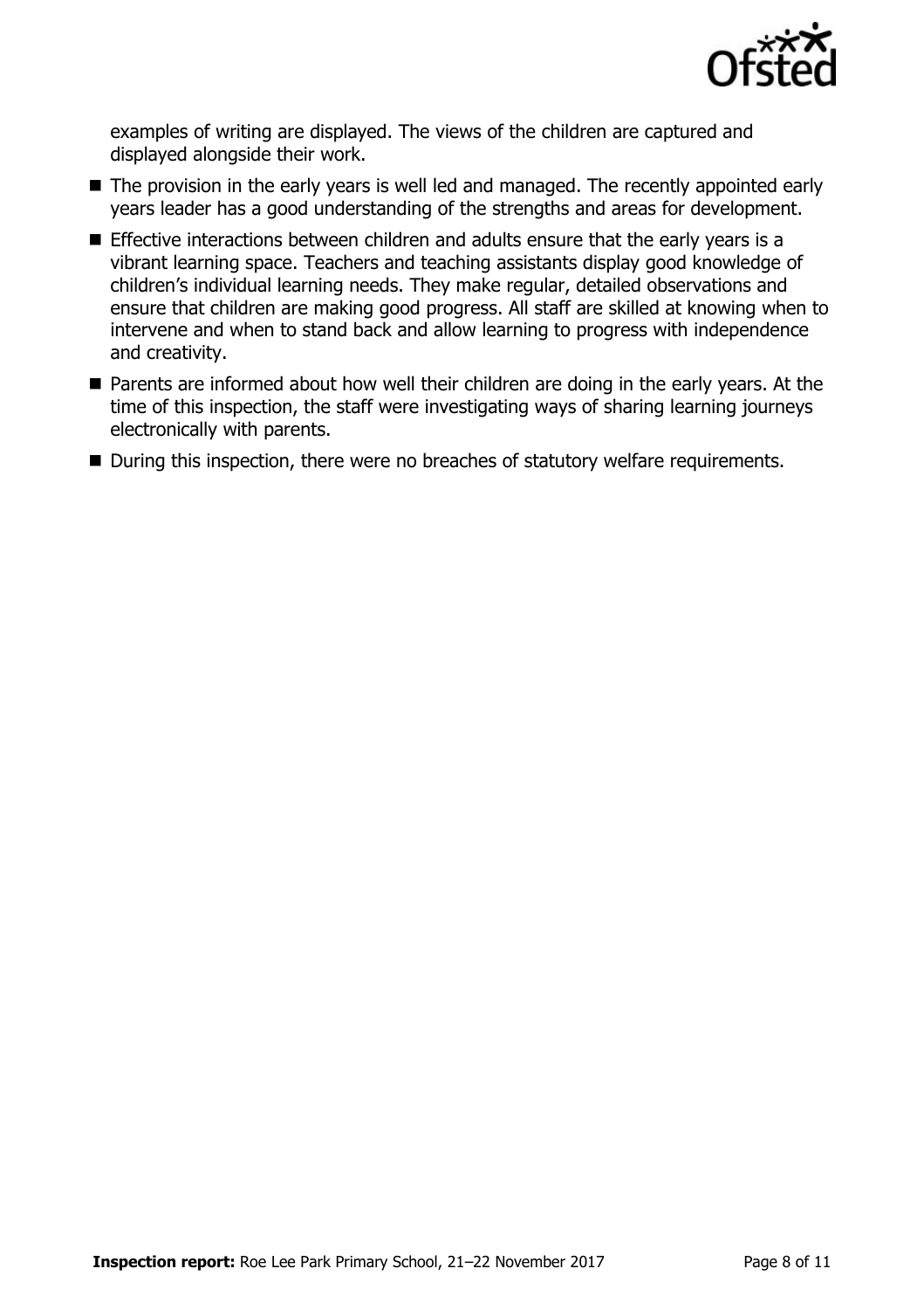examples of writing are displayed. The views of the children are captured and displayed alongside their work.

- The provision in the early years is well led and managed. The recently appointed early years leader has a good understanding of the strengths and areas for development.
- Effective interactions between children and adults ensure that the early years is a vibrant learning space. Teachers and teaching assistants display good knowledge of children's individual learning needs. They make regular, detailed observations and ensure that children are making good progress. All staff are skilled at knowing when to intervene and when to stand back and allow learning to progress with independence and creativity.
- Parents are informed about how well their children are doing in the early years. At the time of this inspection, the staff were investigating ways of sharing learning journeys electronically with parents.
- During this inspection, there were no breaches of statutory welfare requirements.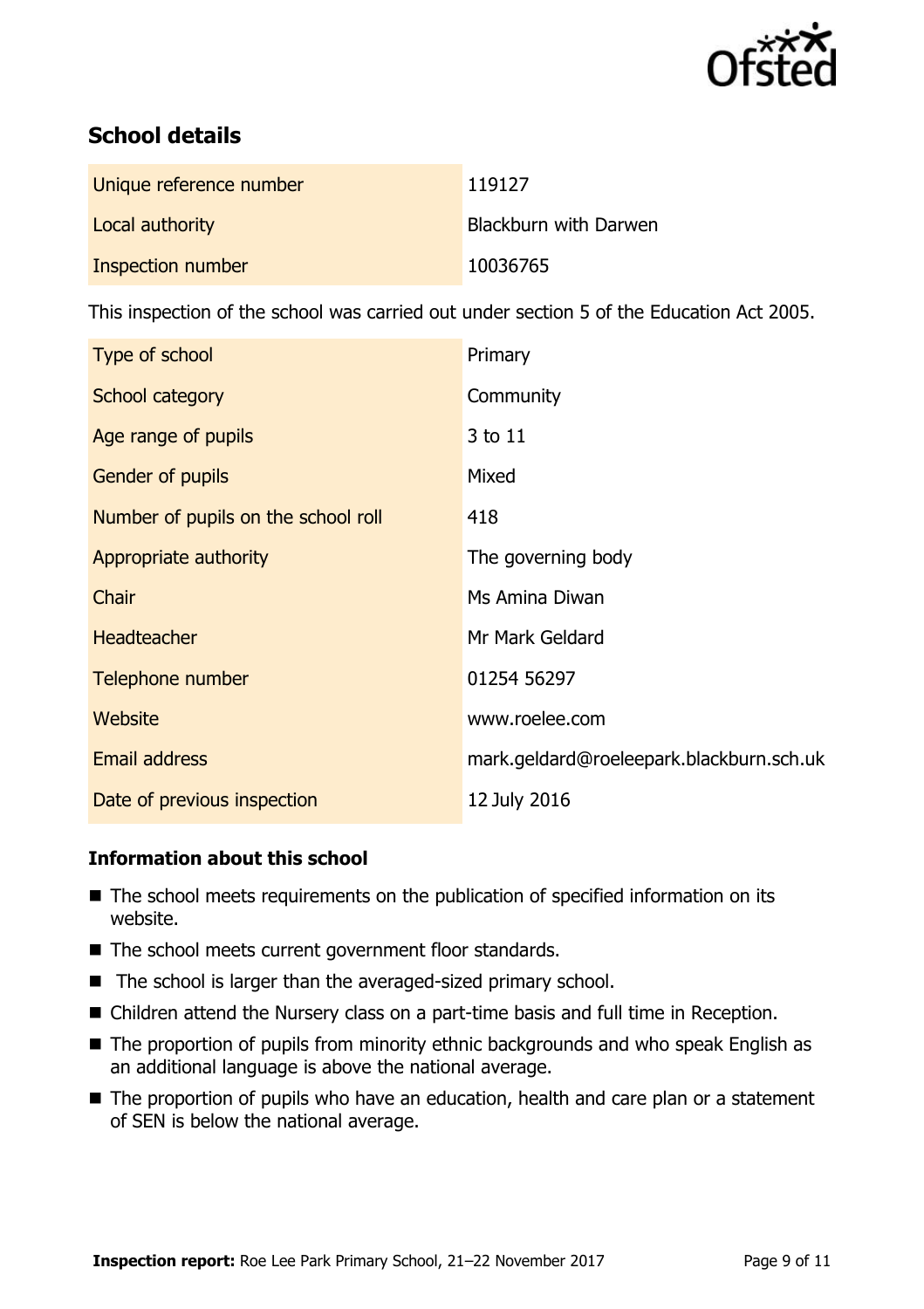## School details

| | |
|---|---|
| Unique reference number | 119127 |
| Local authority | Blackburn with Darwen |
| Inspection number | 10036765 |

This inspection of the school was carried out under section 5 of the Education Act 2005.

| | |
|---|---|
| Type of school | Primary |
| School category | Community |
| Age range of pupils | 3 to 11 |
| Gender of pupils | Mixed |
| Number of pupils on the school roll | 418 |
| Appropriate authority | The governing body |
| Chair | Ms Amina Diwan |
| Headteacher | Mr Mark Geldard |
| Telephone number | 01254 56297 |
| Website | www.roelee.com |
| Email address | mark.geldard@roeleepark.blackburn.sch.uk |
| Date of previous inspection | 12 July 2016 |

### Information about this school

- The school meets requirements on the publication of specified information on its website.
- The school meets current government floor standards.
- The school is larger than the averaged-sized primary school.
- Children attend the Nursery class on a part-time basis and full time in Reception.
- The proportion of pupils from minority ethnic backgrounds and who speak English as an additional language is above the national average.
- The proportion of pupils who have an education, health and care plan or a statement of SEN is below the national average.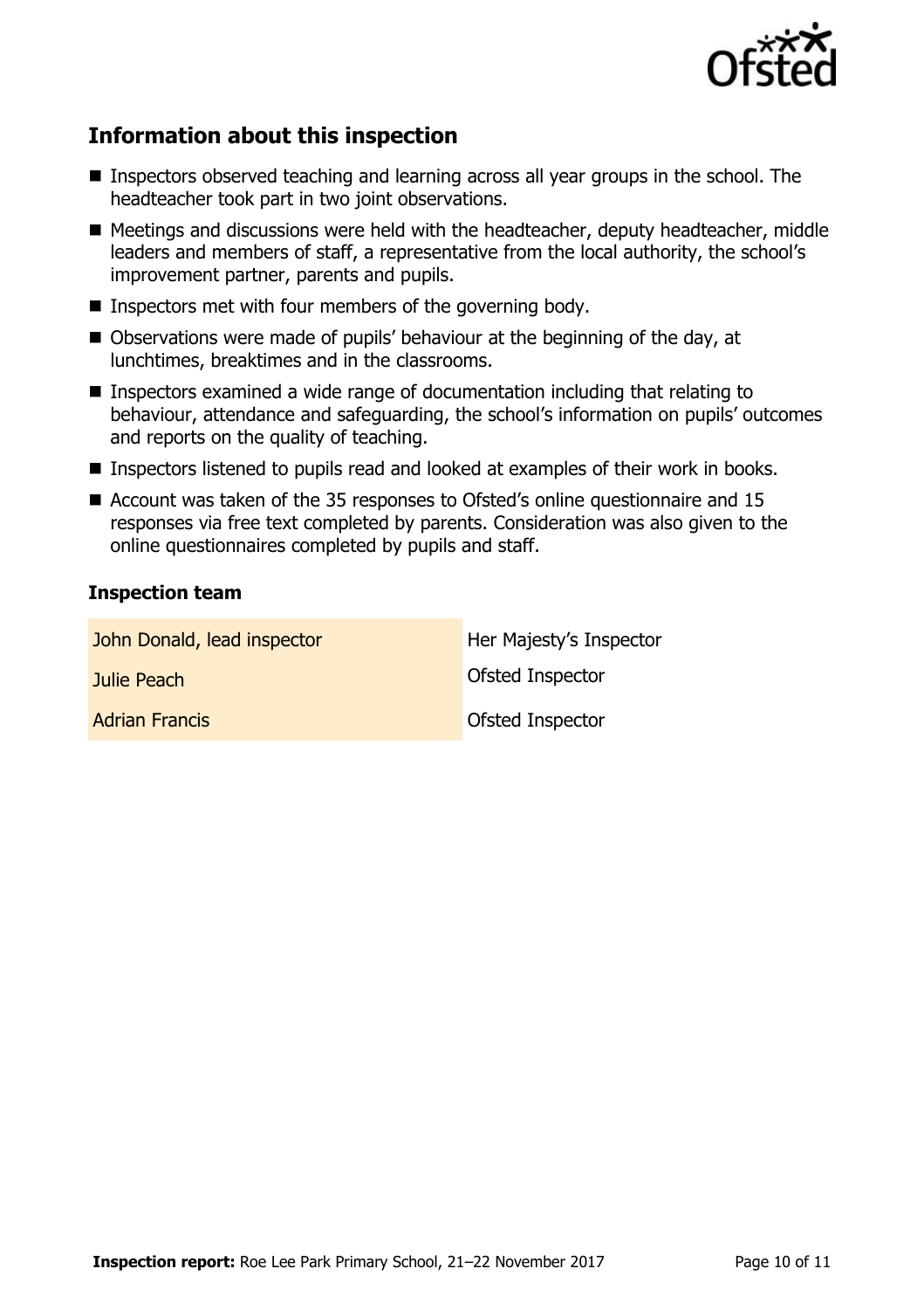## Information about this inspection

- Inspectors observed teaching and learning across all year groups in the school. The headteacher took part in two joint observations.
- Meetings and discussions were held with the headteacher, deputy headteacher, middle leaders and members of staff, a representative from the local authority, the school's improvement partner, parents and pupils.
- Inspectors met with four members of the governing body.
- Observations were made of pupils' behaviour at the beginning of the day, at lunchtimes, breaktimes and in the classrooms.
- Inspectors examined a wide range of documentation including that relating to behaviour, attendance and safeguarding, the school's information on pupils' outcomes and reports on the quality of teaching.
- Inspectors listened to pupils read and looked at examples of their work in books.
- Account was taken of the 35 responses to Ofsted's online questionnaire and 15 responses via free text completed by parents. Consideration was also given to the online questionnaires completed by pupils and staff.

### Inspection team

| | |
|---|---|
| John Donald, lead inspector | Her Majesty's Inspector |
| Julie Peach | Ofsted Inspector |
| Adrian Francis | Ofsted Inspector |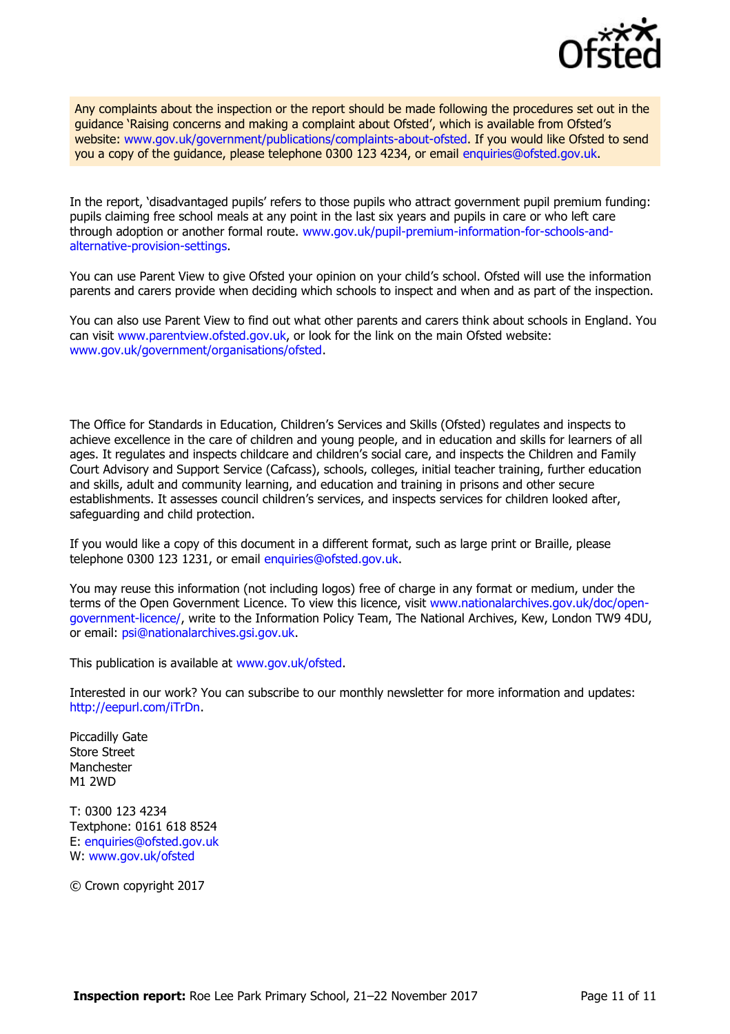Any complaints about the inspection or the report should be made following the procedures set out in the guidance 'Raising concerns and making a complaint about Ofsted', which is available from Ofsted's website: www.gov.uk/government/publications/complaints-about-ofsted. If you would like Ofsted to send you a copy of the guidance, please telephone 0300 123 4234, or email enquiries@ofsted.gov.uk.

In the report, 'disadvantaged pupils' refers to those pupils who attract government pupil premium funding: pupils claiming free school meals at any point in the last six years and pupils in care or who left care through adoption or another formal route. www.gov.uk/pupil-premium-information-for-schools-and-alternative-provision-settings.

You can use Parent View to give Ofsted your opinion on your child's school. Ofsted will use the information parents and carers provide when deciding which schools to inspect and when and as part of the inspection.

You can also use Parent View to find out what other parents and carers think about schools in England. You can visit www.parentview.ofsted.gov.uk, or look for the link on the main Ofsted website: www.gov.uk/government/organisations/ofsted.

The Office for Standards in Education, Children's Services and Skills (Ofsted) regulates and inspects to achieve excellence in the care of children and young people, and in education and skills for learners of all ages. It regulates and inspects childcare and children's social care, and inspects the Children and Family Court Advisory and Support Service (Cafcass), schools, colleges, initial teacher training, further education and skills, adult and community learning, and education and training in prisons and other secure establishments. It assesses council children's services, and inspects services for children looked after, safeguarding and child protection.

If you would like a copy of this document in a different format, such as large print or Braille, please telephone 0300 123 1231, or email enquiries@ofsted.gov.uk.

You may reuse this information (not including logos) free of charge in any format or medium, under the terms of the Open Government Licence. To view this licence, visit www.nationalarchives.gov.uk/doc/open-government-licence/, write to the Information Policy Team, The National Archives, Kew, London TW9 4DU, or email: psi@nationalarchives.gsi.gov.uk.

This publication is available at www.gov.uk/ofsted.

Interested in our work? You can subscribe to our monthly newsletter for more information and updates: http://eepurl.com/iTrDn.

Piccadilly Gate
Store Street
Manchester
M1 2WD

T: 0300 123 4234
Textphone: 0161 618 8524
E: enquiries@ofsted.gov.uk
W: www.gov.uk/ofsted

© Crown copyright 2017